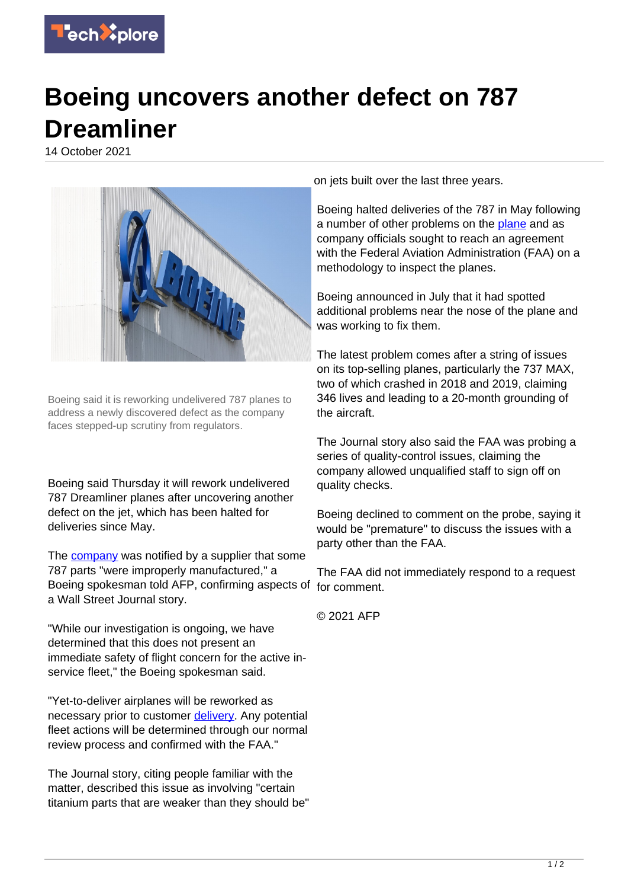# Boeing uncovers another defect on 787 Dreamliner

14 October 2021

Boeing said it is reworking undelivered 787 planes to address a newly discovered defect as the company faces stepped-up scrutiny from regulators.

Boeing said Thursday it will rework undelivered 787 Dreamliner planes after uncovering another defect on the jet, which has been halted for deliveries since May.

The company was notified by a supplier that some 787 parts "were improperly manufactured," a Boeing spokesman told AFP, confirming aspects of a Wall Street Journal story.

"While our investigation is ongoing, we have determined that this does not present an immediate safety of flight concern for the active in-service fleet," the Boeing spokesman said.

"Yet-to-deliver airplanes will be reworked as necessary prior to customer delivery. Any potential fleet actions will be determined through our normal review process and confirmed with the FAA."

The Journal story, citing people familiar with the matter, described this issue as involving "certain titanium parts that are weaker than they should be" on jets built over the last three years.

Boeing halted deliveries of the 787 in May following a number of other problems on the plane and as company officials sought to reach an agreement with the Federal Aviation Administration (FAA) on a methodology to inspect the planes.

Boeing announced in July that it had spotted additional problems near the nose of the plane and was working to fix them.

The latest problem comes after a string of issues on its top-selling planes, particularly the 737 MAX, two of which crashed in 2018 and 2019, claiming 346 lives and leading to a 20-month grounding of the aircraft.

The Journal story also said the FAA was probing a series of quality-control issues, claiming the company allowed unqualified staff to sign off on quality checks.

Boeing declined to comment on the probe, saying it would be "premature" to discuss the issues with a party other than the FAA.

The FAA did not immediately respond to a request for comment.

© 2021 AFP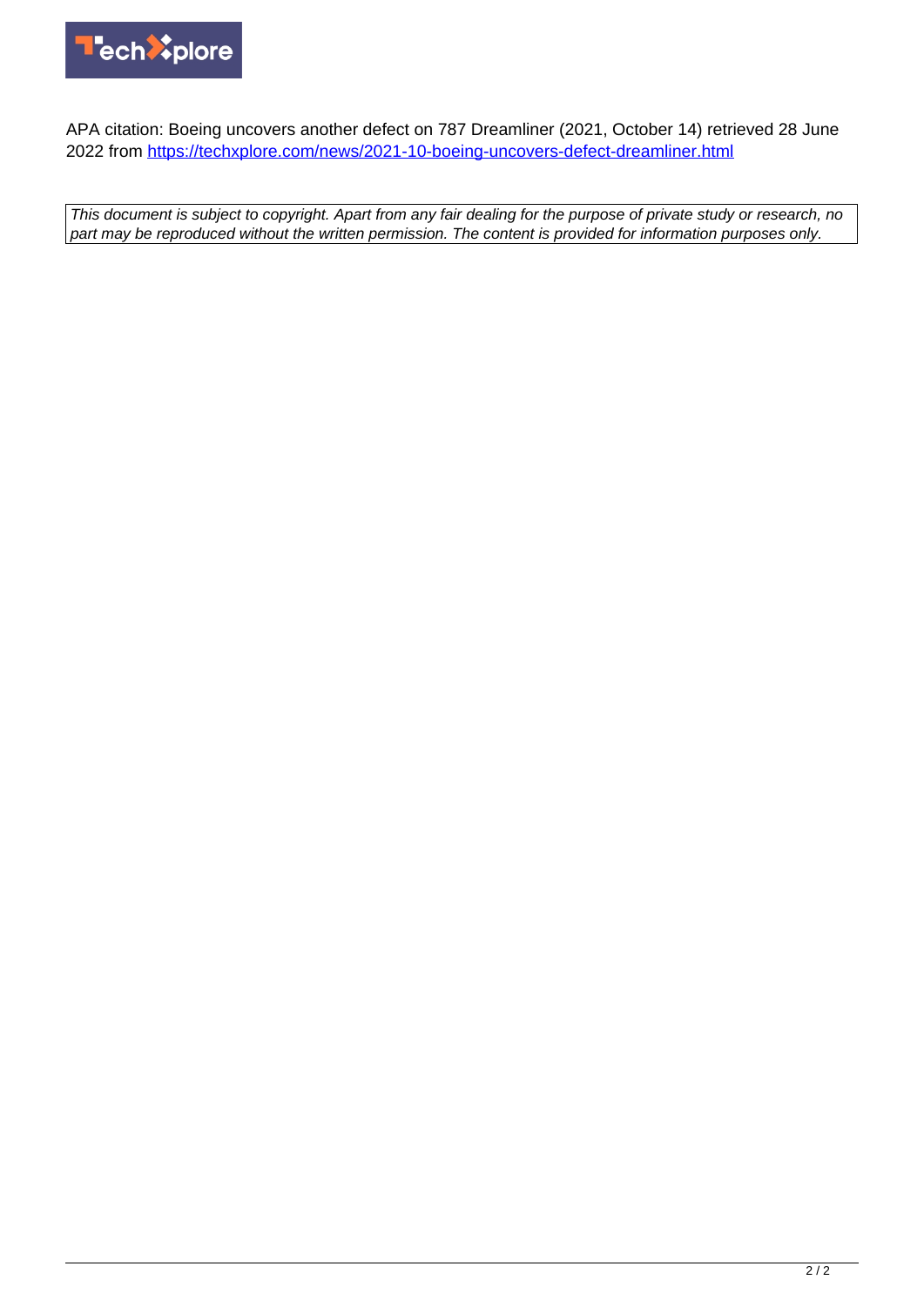APA citation: Boeing uncovers another defect on 787 Dreamliner (2021, October 14) retrieved 28 June 2022 from https://techxplore.com/news/2021-10-boeing-uncovers-defect-dreamliner.html

*This document is subject to copyright. Apart from any fair dealing for the purpose of private study or research, no part may be reproduced without the written permission. The content is provided for information purposes only.*